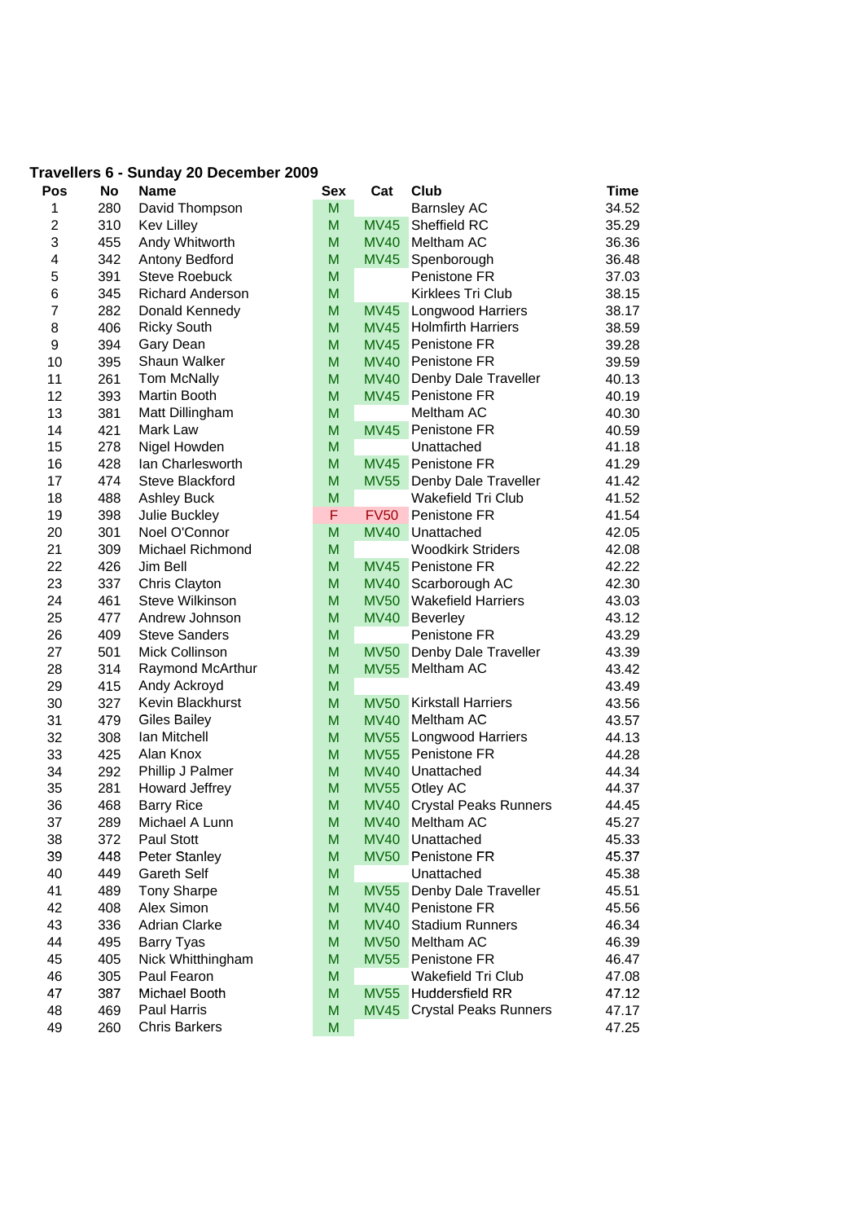**Travellers 6 - Sunday 20 December 2009**

| Pos | No | Name | Sex | Cat | Club | Time |
|---|---|---|---|---|---|---|
| 1 | 280 | David Thompson | M | | Barnsley AC | 34.52 |
| 2 | 310 | Kev Lilley | M | MV45 | Sheffield RC | 35.29 |
| 3 | 455 | Andy Whitworth | M | MV40 | Meltham AC | 36.36 |
| 4 | 342 | Antony Bedford | M | MV45 | Spenborough | 36.48 |
| 5 | 391 | Steve Roebuck | M | | Penistone FR | 37.03 |
| 6 | 345 | Richard Anderson | M | | Kirklees Tri Club | 38.15 |
| 7 | 282 | Donald Kennedy | M | MV45 | Longwood Harriers | 38.17 |
| 8 | 406 | Ricky South | M | MV45 | Holmfirth Harriers | 38.59 |
| 9 | 394 | Gary Dean | M | MV45 | Penistone FR | 39.28 |
| 10 | 395 | Shaun Walker | M | MV40 | Penistone FR | 39.59 |
| 11 | 261 | Tom McNally | M | MV40 | Denby Dale Traveller | 40.13 |
| 12 | 393 | Martin Booth | M | MV45 | Penistone FR | 40.19 |
| 13 | 381 | Matt Dillingham | M | | Meltham AC | 40.30 |
| 14 | 421 | Mark Law | M | MV45 | Penistone FR | 40.59 |
| 15 | 278 | Nigel Howden | M | | Unattached | 41.18 |
| 16 | 428 | Ian Charlesworth | M | MV45 | Penistone FR | 41.29 |
| 17 | 474 | Steve Blackford | M | MV55 | Denby Dale Traveller | 41.42 |
| 18 | 488 | Ashley Buck | M | | Wakefield Tri Club | 41.52 |
| 19 | 398 | Julie Buckley | F | FV50 | Penistone FR | 41.54 |
| 20 | 301 | Noel O'Connor | M | MV40 | Unattached | 42.05 |
| 21 | 309 | Michael Richmond | M | | Woodkirk Striders | 42.08 |
| 22 | 426 | Jim Bell | M | MV45 | Penistone FR | 42.22 |
| 23 | 337 | Chris Clayton | M | MV40 | Scarborough AC | 42.30 |
| 24 | 461 | Steve Wilkinson | M | MV50 | Wakefield Harriers | 43.03 |
| 25 | 477 | Andrew Johnson | M | MV40 | Beverley | 43.12 |
| 26 | 409 | Steve Sanders | M | | Penistone FR | 43.29 |
| 27 | 501 | Mick Collinson | M | MV50 | Denby Dale Traveller | 43.39 |
| 28 | 314 | Raymond McArthur | M | MV55 | Meltham AC | 43.42 |
| 29 | 415 | Andy Ackroyd | M | | | 43.49 |
| 30 | 327 | Kevin Blackhurst | M | MV50 | Kirkstall Harriers | 43.56 |
| 31 | 479 | Giles Bailey | M | MV40 | Meltham AC | 43.57 |
| 32 | 308 | Ian Mitchell | M | MV55 | Longwood Harriers | 44.13 |
| 33 | 425 | Alan Knox | M | MV55 | Penistone FR | 44.28 |
| 34 | 292 | Phillip J Palmer | M | MV40 | Unattached | 44.34 |
| 35 | 281 | Howard Jeffrey | M | MV55 | Otley AC | 44.37 |
| 36 | 468 | Barry Rice | M | MV40 | Crystal Peaks Runners | 44.45 |
| 37 | 289 | Michael A Lunn | M | MV40 | Meltham AC | 45.27 |
| 38 | 372 | Paul Stott | M | MV40 | Unattached | 45.33 |
| 39 | 448 | Peter Stanley | M | MV50 | Penistone FR | 45.37 |
| 40 | 449 | Gareth Self | M | | Unattached | 45.38 |
| 41 | 489 | Tony Sharpe | M | MV55 | Denby Dale Traveller | 45.51 |
| 42 | 408 | Alex Simon | M | MV40 | Penistone FR | 45.56 |
| 43 | 336 | Adrian Clarke | M | MV40 | Stadium Runners | 46.34 |
| 44 | 495 | Barry Tyas | M | MV50 | Meltham AC | 46.39 |
| 45 | 405 | Nick Whitthingham | M | MV55 | Penistone FR | 46.47 |
| 46 | 305 | Paul Fearon | M | | Wakefield Tri Club | 47.08 |
| 47 | 387 | Michael Booth | M | MV55 | Huddersfield RR | 47.12 |
| 48 | 469 | Paul Harris | M | MV45 | Crystal Peaks Runners | 47.17 |
| 49 | 260 | Chris Barkers | M | | | 47.25 |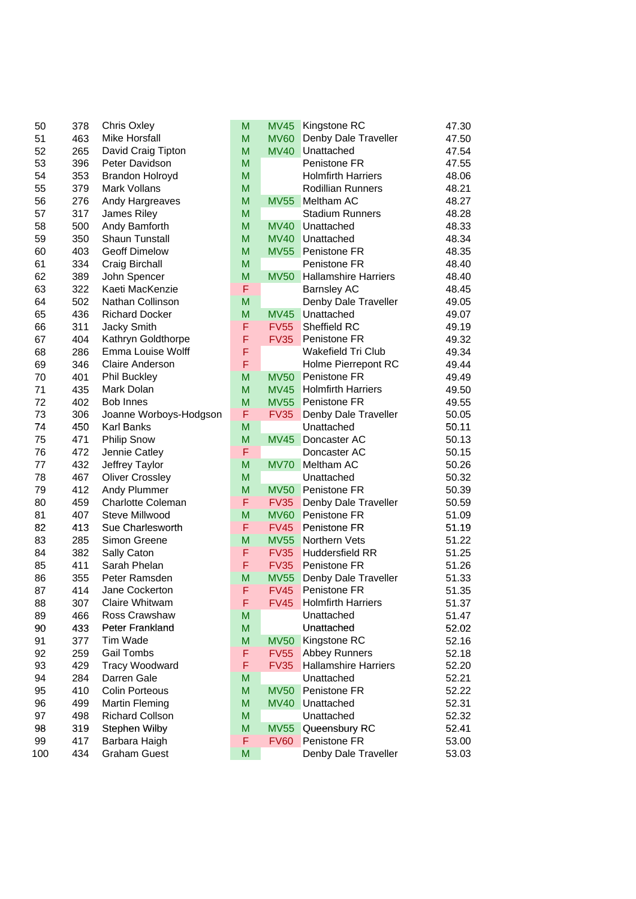| | | | | | | |
|---|---|---|---|---|---|---|
| 50 | 378 | Chris Oxley | M | MV45 | Kingstone RC | 47.30 |
| 51 | 463 | Mike Horsfall | M | MV60 | Denby Dale Traveller | 47.50 |
| 52 | 265 | David Craig Tipton | M | MV40 | Unattached | 47.54 |
| 53 | 396 | Peter Davidson | M | | Penistone FR | 47.55 |
| 54 | 353 | Brandon Holroyd | M | | Holmfirth Harriers | 48.06 |
| 55 | 379 | Mark Vollans | M | | Rodillian Runners | 48.21 |
| 56 | 276 | Andy Hargreaves | M | MV55 | Meltham AC | 48.27 |
| 57 | 317 | James Riley | M | | Stadium Runners | 48.28 |
| 58 | 500 | Andy Bamforth | M | MV40 | Unattached | 48.33 |
| 59 | 350 | Shaun Tunstall | M | MV40 | Unattached | 48.34 |
| 60 | 403 | Geoff Dimelow | M | MV55 | Penistone FR | 48.35 |
| 61 | 334 | Craig Birchall | M | | Penistone FR | 48.40 |
| 62 | 389 | John Spencer | M | MV50 | Hallamshire Harriers | 48.40 |
| 63 | 322 | Kaeti MacKenzie | F | | Barnsley AC | 48.45 |
| 64 | 502 | Nathan Collinson | M | | Denby Dale Traveller | 49.05 |
| 65 | 436 | Richard Docker | M | MV45 | Unattached | 49.07 |
| 66 | 311 | Jacky Smith | F | FV55 | Sheffield RC | 49.19 |
| 67 | 404 | Kathryn Goldthorpe | F | FV35 | Penistone FR | 49.32 |
| 68 | 286 | Emma Louise Wolff | F | | Wakefield Tri Club | 49.34 |
| 69 | 346 | Claire Anderson | F | | Holme Pierrepont RC | 49.44 |
| 70 | 401 | Phil Buckley | M | MV50 | Penistone FR | 49.49 |
| 71 | 435 | Mark Dolan | M | MV45 | Holmfirth Harriers | 49.50 |
| 72 | 402 | Bob Innes | M | MV55 | Penistone FR | 49.55 |
| 73 | 306 | Joanne Worboys-Hodgson | F | FV35 | Denby Dale Traveller | 50.05 |
| 74 | 450 | Karl Banks | M | | Unattached | 50.11 |
| 75 | 471 | Philip Snow | M | MV45 | Doncaster AC | 50.13 |
| 76 | 472 | Jennie Catley | F | | Doncaster AC | 50.15 |
| 77 | 432 | Jeffrey Taylor | M | MV70 | Meltham AC | 50.26 |
| 78 | 467 | Oliver Crossley | M | | Unattached | 50.32 |
| 79 | 412 | Andy Plummer | M | MV50 | Penistone FR | 50.39 |
| 80 | 459 | Charlotte Coleman | F | FV35 | Denby Dale Traveller | 50.59 |
| 81 | 407 | Steve Millwood | M | MV60 | Penistone FR | 51.09 |
| 82 | 413 | Sue Charlesworth | F | FV45 | Penistone FR | 51.19 |
| 83 | 285 | Simon Greene | M | MV55 | Northern Vets | 51.22 |
| 84 | 382 | Sally Caton | F | FV35 | Huddersfield RR | 51.25 |
| 85 | 411 | Sarah Phelan | F | FV35 | Penistone FR | 51.26 |
| 86 | 355 | Peter Ramsden | M | MV55 | Denby Dale Traveller | 51.33 |
| 87 | 414 | Jane Cockerton | F | FV45 | Penistone FR | 51.35 |
| 88 | 307 | Claire Whitwam | F | FV45 | Holmfirth Harriers | 51.37 |
| 89 | 466 | Ross Crawshaw | M | | Unattached | 51.47 |
| 90 | 433 | Peter Frankland | M | | Unattached | 52.02 |
| 91 | 377 | Tim Wade | M | MV50 | Kingstone RC | 52.16 |
| 92 | 259 | Gail Tombs | F | FV55 | Abbey Runners | 52.18 |
| 93 | 429 | Tracy Woodward | F | FV35 | Hallamshire Harriers | 52.20 |
| 94 | 284 | Darren Gale | M | | Unattached | 52.21 |
| 95 | 410 | Colin Porteous | M | MV50 | Penistone FR | 52.22 |
| 96 | 499 | Martin Fleming | M | MV40 | Unattached | 52.31 |
| 97 | 498 | Richard Collson | M | | Unattached | 52.32 |
| 98 | 319 | Stephen Wilby | M | MV55 | Queensbury RC | 52.41 |
| 99 | 417 | Barbara Haigh | F | FV60 | Penistone FR | 53.00 |
| 100 | 434 | Graham Guest | M | | Denby Dale Traveller | 53.03 |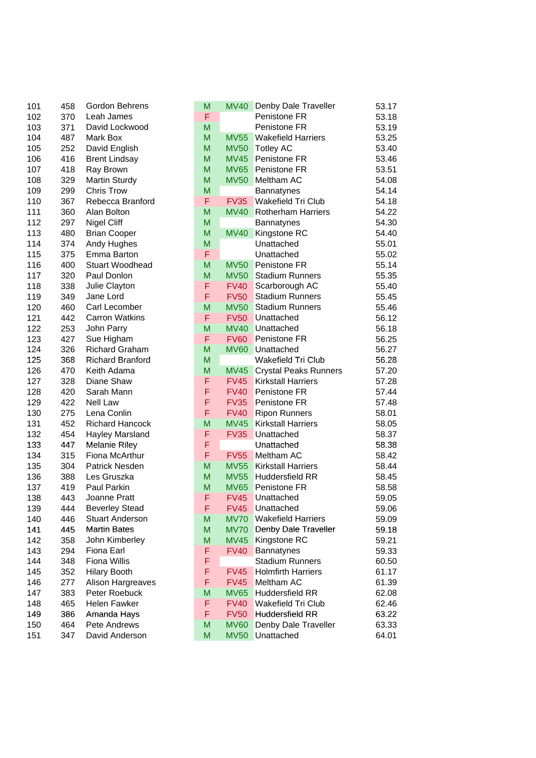| | | | | | | |
|---|---|---|---|---|---|---|
| 101 | 458 | Gordon Behrens | M | MV40 | Denby Dale Traveller | 53.17 |
| 102 | 370 | Leah James | F | | Penistone FR | 53.18 |
| 103 | 371 | David Lockwood | M | | Penistone FR | 53.19 |
| 104 | 487 | Mark Box | M | MV55 | Wakefield Harriers | 53.25 |
| 105 | 252 | David English | M | MV50 | Totley AC | 53.40 |
| 106 | 416 | Brent Lindsay | M | MV45 | Penistone FR | 53.46 |
| 107 | 418 | Ray Brown | M | MV65 | Penistone FR | 53.51 |
| 108 | 329 | Martin Sturdy | M | MV50 | Meltham AC | 54.08 |
| 109 | 299 | Chris Trow | M | | Bannatynes | 54.14 |
| 110 | 367 | Rebecca Branford | F | FV35 | Wakefield Tri Club | 54.18 |
| 111 | 360 | Alan Bolton | M | MV40 | Rotherham Harriers | 54.22 |
| 112 | 297 | Nigel Cliff | M | | Bannatynes | 54.30 |
| 113 | 480 | Brian Cooper | M | MV40 | Kingstone RC | 54.40 |
| 114 | 374 | Andy Hughes | M | | Unattached | 55.01 |
| 115 | 375 | Emma Barton | F | | Unattached | 55.02 |
| 116 | 400 | Stuart Woodhead | M | MV50 | Penistone FR | 55.14 |
| 117 | 320 | Paul Donlon | M | MV50 | Stadium Runners | 55.35 |
| 118 | 338 | Julie Clayton | F | FV40 | Scarborough AC | 55.40 |
| 119 | 349 | Jane Lord | F | FV50 | Stadium Runners | 55.45 |
| 120 | 460 | Carl Lecomber | M | MV50 | Stadium Runners | 55.46 |
| 121 | 442 | Carron Watkins | F | FV50 | Unattached | 56.12 |
| 122 | 253 | John Parry | M | MV40 | Unattached | 56.18 |
| 123 | 427 | Sue Higham | F | FV60 | Penistone FR | 56.25 |
| 124 | 326 | Richard Graham | M | MV60 | Unattached | 56.27 |
| 125 | 368 | Richard Branford | M | | Wakefield Tri Club | 56.28 |
| 126 | 470 | Keith Adama | M | MV45 | Crystal Peaks Runners | 57.20 |
| 127 | 328 | Diane Shaw | F | FV45 | Kirkstall Harriers | 57.28 |
| 128 | 420 | Sarah Mann | F | FV40 | Penistone FR | 57.44 |
| 129 | 422 | Nell Law | F | FV35 | Penistone FR | 57.48 |
| 130 | 275 | Lena Conlin | F | FV40 | Ripon Runners | 58.01 |
| 131 | 452 | Richard Hancock | M | MV45 | Kirkstall Harriers | 58.05 |
| 132 | 454 | Hayley Marsland | F | FV35 | Unattached | 58.37 |
| 133 | 447 | Melanie Riley | F | | Unattached | 58.38 |
| 134 | 315 | Fiona McArthur | F | FV55 | Meltham AC | 58.42 |
| 135 | 304 | Patrick Nesden | M | MV55 | Kirkstall Harriers | 58.44 |
| 136 | 388 | Les Gruszka | M | MV55 | Huddersfield RR | 58.45 |
| 137 | 419 | Paul Parkin | M | MV65 | Penistone FR | 58.58 |
| 138 | 443 | Joanne Pratt | F | FV45 | Unattached | 59.05 |
| 139 | 444 | Beverley Stead | F | FV45 | Unattached | 59.06 |
| 140 | 446 | Stuart Anderson | M | MV70 | Wakefield Harriers | 59.09 |
| 141 | 445 | Martin Bates | M | MV70 | Denby Dale Traveller | 59.18 |
| 142 | 358 | John Kimberley | M | MV45 | Kingstone RC | 59.21 |
| 143 | 294 | Fiona Earl | F | FV40 | Bannatynes | 59.33 |
| 144 | 348 | Fiona Willis | F | | Stadium Runners | 60.50 |
| 145 | 352 | Hilary Booth | F | FV45 | Holmfirth Harriers | 61.17 |
| 146 | 277 | Alison Hargreaves | F | FV45 | Meltham AC | 61.39 |
| 147 | 383 | Peter Roebuck | M | MV65 | Huddersfield RR | 62.08 |
| 148 | 465 | Helen Fawker | F | FV40 | Wakefield Tri Club | 62.46 |
| 149 | 386 | Amanda Hays | F | FV50 | Huddersfield RR | 63.22 |
| 150 | 464 | Pete Andrews | M | MV60 | Denby Dale Traveller | 63.33 |
| 151 | 347 | David Anderson | M | MV50 | Unattached | 64.01 |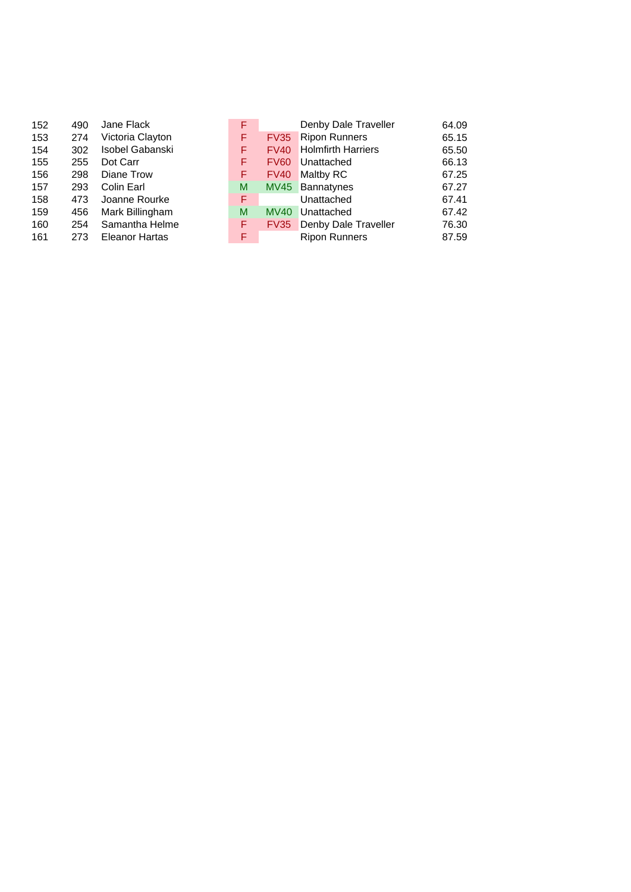| | | | | | | |
|---|---|---|---|---|---|---|
| 152 | 490 | Jane Flack | F | | Denby Dale Traveller | 64.09 |
| 153 | 274 | Victoria Clayton | F | FV35 | Ripon Runners | 65.15 |
| 154 | 302 | Isobel Gabanski | F | FV40 | Holmfirth Harriers | 65.50 |
| 155 | 255 | Dot Carr | F | FV60 | Unattached | 66.13 |
| 156 | 298 | Diane Trow | F | FV40 | Maltby RC | 67.25 |
| 157 | 293 | Colin Earl | M | MV45 | Bannatynes | 67.27 |
| 158 | 473 | Joanne Rourke | F | | Unattached | 67.41 |
| 159 | 456 | Mark Billingham | M | MV40 | Unattached | 67.42 |
| 160 | 254 | Samantha Helme | F | FV35 | Denby Dale Traveller | 76.30 |
| 161 | 273 | Eleanor Hartas | F | | Ripon Runners | 87.59 |